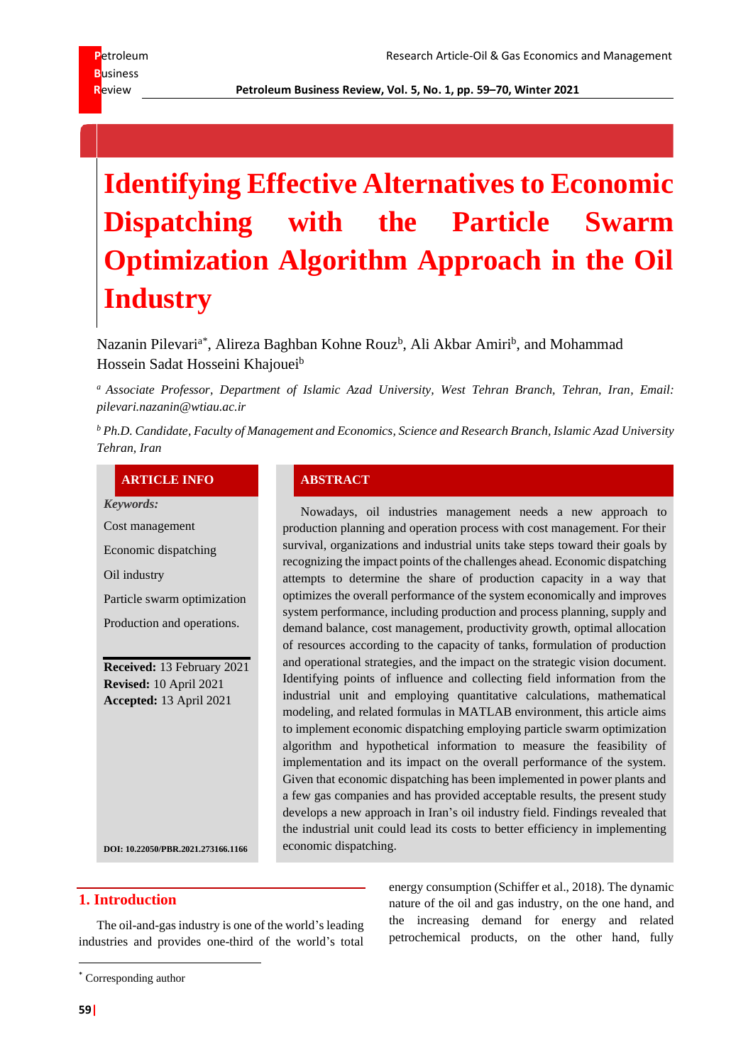# Identifying Effective Alternatives to Economic Dispatching with the Particle Swarm Optimization Algorithm Approach in the Oil Industry

Nazanin Pilevari[a*], Alireza Baghban Kohne Rouz[b], Ali Akbar Amiri[b], and Mohammad Hossein Sadat Hosseini Khajouei[b]

[a] *Associate Professor, Department of Islamic Azad University, West Tehran Branch, Tehran, Iran, Email: pilevari.nazanin@wtiau.ac.ir*

[b] *Ph.D. Candidate, Faculty of Management and Economics, Science and Research Branch, Islamic Azad University Tehran, Iran*

**ARTICLE INFO**

***Keywords:***

Cost management

Economic dispatching

Oil industry

Particle swarm optimization

Production and operations.

**Received:** 13 February 2021
**Revised:** 10 April 2021
**Accepted:** 13 April 2021

**DOI: 10.22050/PBR.2021.273166.1166**

**ABSTRACT**

Nowadays, oil industries management needs a new approach to production planning and operation process with cost management. For their survival, organizations and industrial units take steps toward their goals by recognizing the impact points of the challenges ahead. Economic dispatching attempts to determine the share of production capacity in a way that optimizes the overall performance of the system economically and improves system performance, including production and process planning, supply and demand balance, cost management, productivity growth, optimal allocation of resources according to the capacity of tanks, formulation of production and operational strategies, and the impact on the strategic vision document. Identifying points of influence and collecting field information from the industrial unit and employing quantitative calculations, mathematical modeling, and related formulas in MATLAB environment, this article aims to implement economic dispatching employing particle swarm optimization algorithm and hypothetical information to measure the feasibility of implementation and its impact on the overall performance of the system. Given that economic dispatching has been implemented in power plants and a few gas companies and has provided acceptable results, the present study develops a new approach in Iran's oil industry field. Findings revealed that the industrial unit could lead its costs to better efficiency in implementing economic dispatching.

## 1. Introduction

The oil-and-gas industry is one of the world's leading industries and provides one-third of the world's total energy consumption (Schiffer et al., 2018). The dynamic nature of the oil and gas industry, on the one hand, and the increasing demand for energy and related petrochemical products, on the other hand, fully

[*] Corresponding author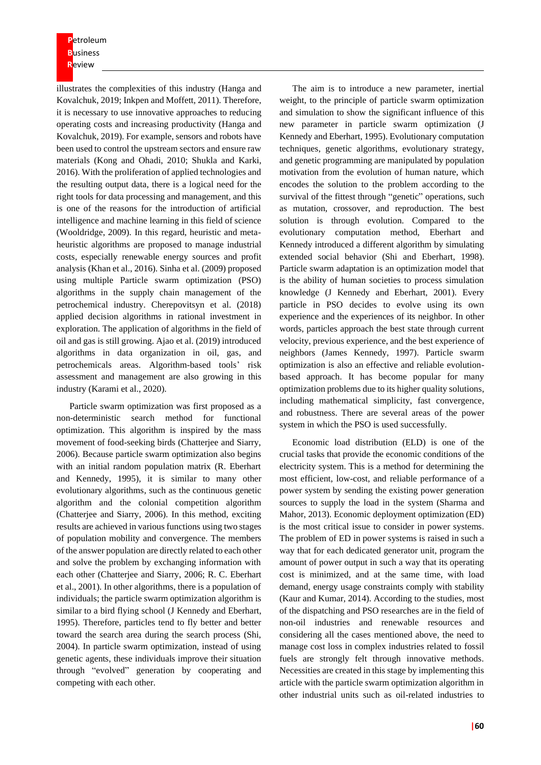illustrates the complexities of this industry (Hanga and Kovalchuk, 2019; Inkpen and Moffett, 2011). Therefore, it is necessary to use innovative approaches to reducing operating costs and increasing productivity (Hanga and Kovalchuk, 2019). For example, sensors and robots have been used to control the upstream sectors and ensure raw materials (Kong and Ohadi, 2010; Shukla and Karki, 2016). With the proliferation of applied technologies and the resulting output data, there is a logical need for the right tools for data processing and management, and this is one of the reasons for the introduction of artificial intelligence and machine learning in this field of science (Wooldridge, 2009). In this regard, heuristic and meta-heuristic algorithms are proposed to manage industrial costs, especially renewable energy sources and profit analysis (Khan et al., 2016). Sinha et al. (2009) proposed using multiple Particle swarm optimization (PSO) algorithms in the supply chain management of the petrochemical industry. Cherepovitsyn et al. (2018) applied decision algorithms in rational investment in exploration. The application of algorithms in the field of oil and gas is still growing. Ajao et al. (2019) introduced algorithms in data organization in oil, gas, and petrochemicals areas. Algorithm-based tools' risk assessment and management are also growing in this industry (Karami et al., 2020).

Particle swarm optimization was first proposed as a non-deterministic search method for functional optimization. This algorithm is inspired by the mass movement of food-seeking birds (Chatterjee and Siarry, 2006). Because particle swarm optimization also begins with an initial random population matrix (R. Eberhart and Kennedy, 1995), it is similar to many other evolutionary algorithms, such as the continuous genetic algorithm and the colonial competition algorithm (Chatterjee and Siarry, 2006). In this method, exciting results are achieved in various functions using two stages of population mobility and convergence. The members of the answer population are directly related to each other and solve the problem by exchanging information with each other (Chatterjee and Siarry, 2006; R. C. Eberhart et al., 2001). In other algorithms, there is a population of individuals; the particle swarm optimization algorithm is similar to a bird flying school (J Kennedy and Eberhart, 1995). Therefore, particles tend to fly better and better toward the search area during the search process (Shi, 2004). In particle swarm optimization, instead of using genetic agents, these individuals improve their situation through "evolved" generation by cooperating and competing with each other.

The aim is to introduce a new parameter, inertial weight, to the principle of particle swarm optimization and simulation to show the significant influence of this new parameter in particle swarm optimization (J Kennedy and Eberhart, 1995). Evolutionary computation techniques, genetic algorithms, evolutionary strategy, and genetic programming are manipulated by population motivation from the evolution of human nature, which encodes the solution to the problem according to the survival of the fittest through "genetic" operations, such as mutation, crossover, and reproduction. The best solution is through evolution. Compared to the evolutionary computation method, Eberhart and Kennedy introduced a different algorithm by simulating extended social behavior (Shi and Eberhart, 1998). Particle swarm adaptation is an optimization model that is the ability of human societies to process simulation knowledge (J Kennedy and Eberhart, 2001). Every particle in PSO decides to evolve using its own experience and the experiences of its neighbor. In other words, particles approach the best state through current velocity, previous experience, and the best experience of neighbors (James Kennedy, 1997). Particle swarm optimization is also an effective and reliable evolution-based approach. It has become popular for many optimization problems due to its higher quality solutions, including mathematical simplicity, fast convergence, and robustness. There are several areas of the power system in which the PSO is used successfully.

Economic load distribution (ELD) is one of the crucial tasks that provide the economic conditions of the electricity system. This is a method for determining the most efficient, low-cost, and reliable performance of a power system by sending the existing power generation sources to supply the load in the system (Sharma and Mahor, 2013). Economic deployment optimization (ED) is the most critical issue to consider in power systems. The problem of ED in power systems is raised in such a way that for each dedicated generator unit, program the amount of power output in such a way that its operating cost is minimized, and at the same time, with load demand, energy usage constraints comply with stability (Kaur and Kumar, 2014). According to the studies, most of the dispatching and PSO researches are in the field of non-oil industries and renewable resources and considering all the cases mentioned above, the need to manage cost loss in complex industries related to fossil fuels are strongly felt through innovative methods. Necessities are created in this stage by implementing this article with the particle swarm optimization algorithm in other industrial units such as oil-related industries to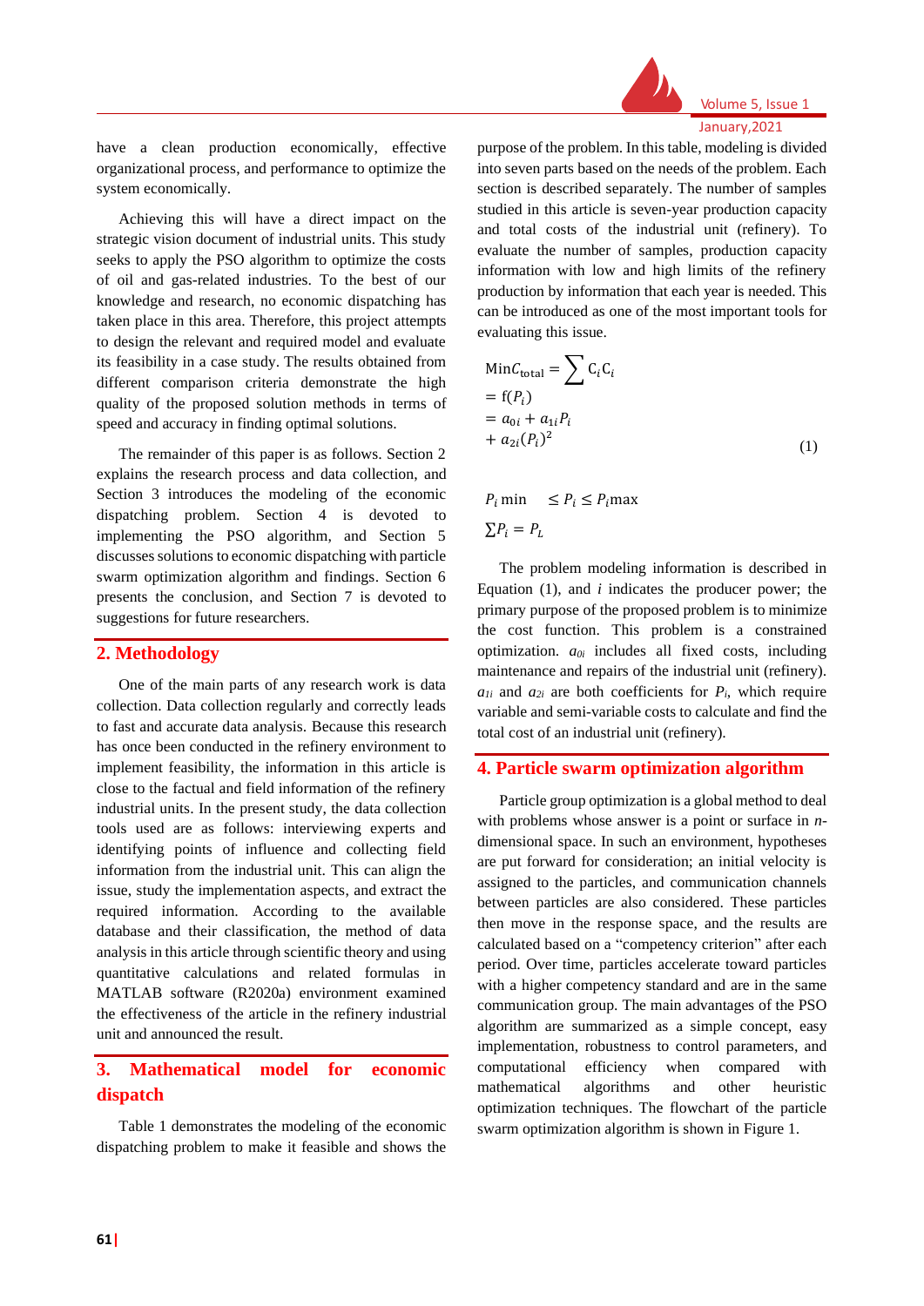have a clean production economically, effective organizational process, and performance to optimize the system economically.

Achieving this will have a direct impact on the strategic vision document of industrial units. This study seeks to apply the PSO algorithm to optimize the costs of oil and gas-related industries. To the best of our knowledge and research, no economic dispatching has taken place in this area. Therefore, this project attempts to design the relevant and required model and evaluate its feasibility in a case study. The results obtained from different comparison criteria demonstrate the high quality of the proposed solution methods in terms of speed and accuracy in finding optimal solutions.

The remainder of this paper is as follows. Section 2 explains the research process and data collection, and Section 3 introduces the modeling of the economic dispatching problem. Section 4 is devoted to implementing the PSO algorithm, and Section 5 discusses solutions to economic dispatching with particle swarm optimization algorithm and findings. Section 6 presents the conclusion, and Section 7 is devoted to suggestions for future researchers.

## 2. Methodology

One of the main parts of any research work is data collection. Data collection regularly and correctly leads to fast and accurate data analysis. Because this research has once been conducted in the refinery environment to implement feasibility, the information in this article is close to the factual and field information of the refinery industrial units. In the present study, the data collection tools used are as follows: interviewing experts and identifying points of influence and collecting field information from the industrial unit. This can align the issue, study the implementation aspects, and extract the required information. According to the available database and their classification, the method of data analysis in this article through scientific theory and using quantitative calculations and related formulas in MATLAB software (R2020a) environment examined the effectiveness of the article in the refinery industrial unit and announced the result.

## 3. Mathematical model for economic dispatch

Table 1 demonstrates the modeling of the economic dispatching problem to make it feasible and shows the purpose of the problem. In this table, modeling is divided into seven parts based on the needs of the problem. Each section is described separately. The number of samples studied in this article is seven-year production capacity and total costs of the industrial unit (refinery). To evaluate the number of samples, production capacity information with low and high limits of the refinery production by information that each year is needed. This can be introduced as one of the most important tools for evaluating this issue.

$$\begin{aligned} \mathrm{Min}C_{\text{total}} &= \sum \mathrm{C}_i \mathrm{C}_i \\ &= \mathrm{f}(P_i) \\ &= a_{0i} + a_{1i} P_i \\ &+ a_{2i} (P_i)^2 \end{aligned} \tag{1}$$

$$P_i \min \quad \leq P_i \leq P_i \max$$

$$\sum P_i = P_L$$

The problem modeling information is described in Equation (1), and $i$ indicates the producer power; the primary purpose of the proposed problem is to minimize the cost function. This problem is a constrained optimization. $a_{0i}$ includes all fixed costs, including maintenance and repairs of the industrial unit (refinery). $a_{1i}$ and $a_{2i}$ are both coefficients for $P_i$, which require variable and semi-variable costs to calculate and find the total cost of an industrial unit (refinery).

## 4. Particle swarm optimization algorithm

Particle group optimization is a global method to deal with problems whose answer is a point or surface in $n$-dimensional space. In such an environment, hypotheses are put forward for consideration; an initial velocity is assigned to the particles, and communication channels between particles are also considered. These particles then move in the response space, and the results are calculated based on a "competency criterion" after each period. Over time, particles accelerate toward particles with a higher competency standard and are in the same communication group. The main advantages of the PSO algorithm are summarized as a simple concept, easy implementation, robustness to control parameters, and computational efficiency when compared with mathematical algorithms and other heuristic optimization techniques. The flowchart of the particle swarm optimization algorithm is shown in Figure 1.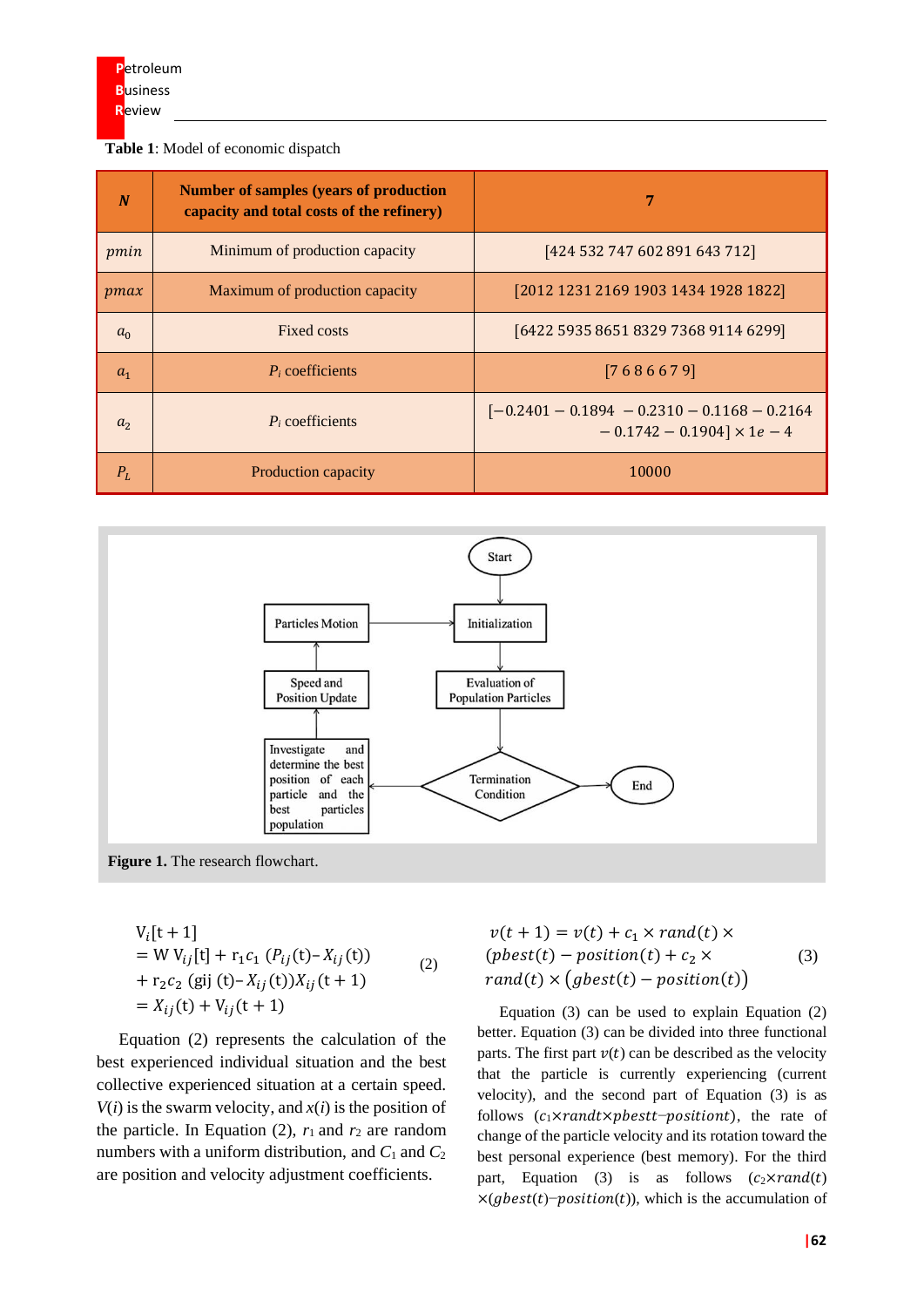**Table 1**: Model of economic dispatch

| $N$ | Number of samples (years of production capacity and total costs of the refinery) | 7 |
|---|---|---|
| $pmin$ | Minimum of production capacity | [424 532 747 602 891 643 712] |
| $pmax$ | Maximum of production capacity | [2012 1231 2169 1903 1434 1928 1822] |
| $a_0$ | Fixed costs | [6422 5935 8651 8329 7368 9114 6299] |
| $a_1$ | $P_i$ coefficients | [7 6 8 6 6 7 9] |
| $a_2$ | $P_i$ coefficients | $[-0.2401 - 0.1894\ - 0.2310 - 0.1168 - 0.2164 - 0.1742 - 0.1904] \times 1e - 4$ |
| $P_L$ | Production capacity | 10000 |

**Figure 1.** The research flowchart.

$$
\begin{aligned}
V_i[t+1] &= W\, V_{ij}[t] + r_1 c_1\, (P_{ij}(t) - X_{ij}(t)) \\
&\quad + r_2 c_2\, (gij\,(t) - X_{ij}(t)) X_{ij}(t+1) \\
&= X_{ij}(t) + V_{ij}(t+1)
\end{aligned} \tag{2}
$$

Equation (2) represents the calculation of the best experienced individual situation and the best collective experienced situation at a certain speed. $V(i)$ is the swarm velocity, and $x(i)$ is the position of the particle. In Equation (2), $r_1$ and $r_2$ are random numbers with a uniform distribution, and $C_1$ and $C_2$ are position and velocity adjustment coefficients.

$$
\begin{aligned}
v(t+1) &= v(t) + c_1 \times rand(t) \times \\
&(pbest(t) - position(t) + c_2 \times \\
&rand(t) \times \big(gbest(t) - position(t)\big)
\end{aligned} \tag{3}
$$

Equation (3) can be used to explain Equation (2) better. Equation (3) can be divided into three functional parts. The first part $v(t)$ can be described as the velocity that the particle is currently experiencing (current velocity), and the second part of Equation (3) is as follows $(c_1 \times randt \times pbestt - positiont)$, the rate of change of the particle velocity and its rotation toward the best personal experience (best memory). For the third part, Equation (3) is as follows $(c_2 \times rand(t) \times (gbest(t) - position(t))$, which is the accumulation of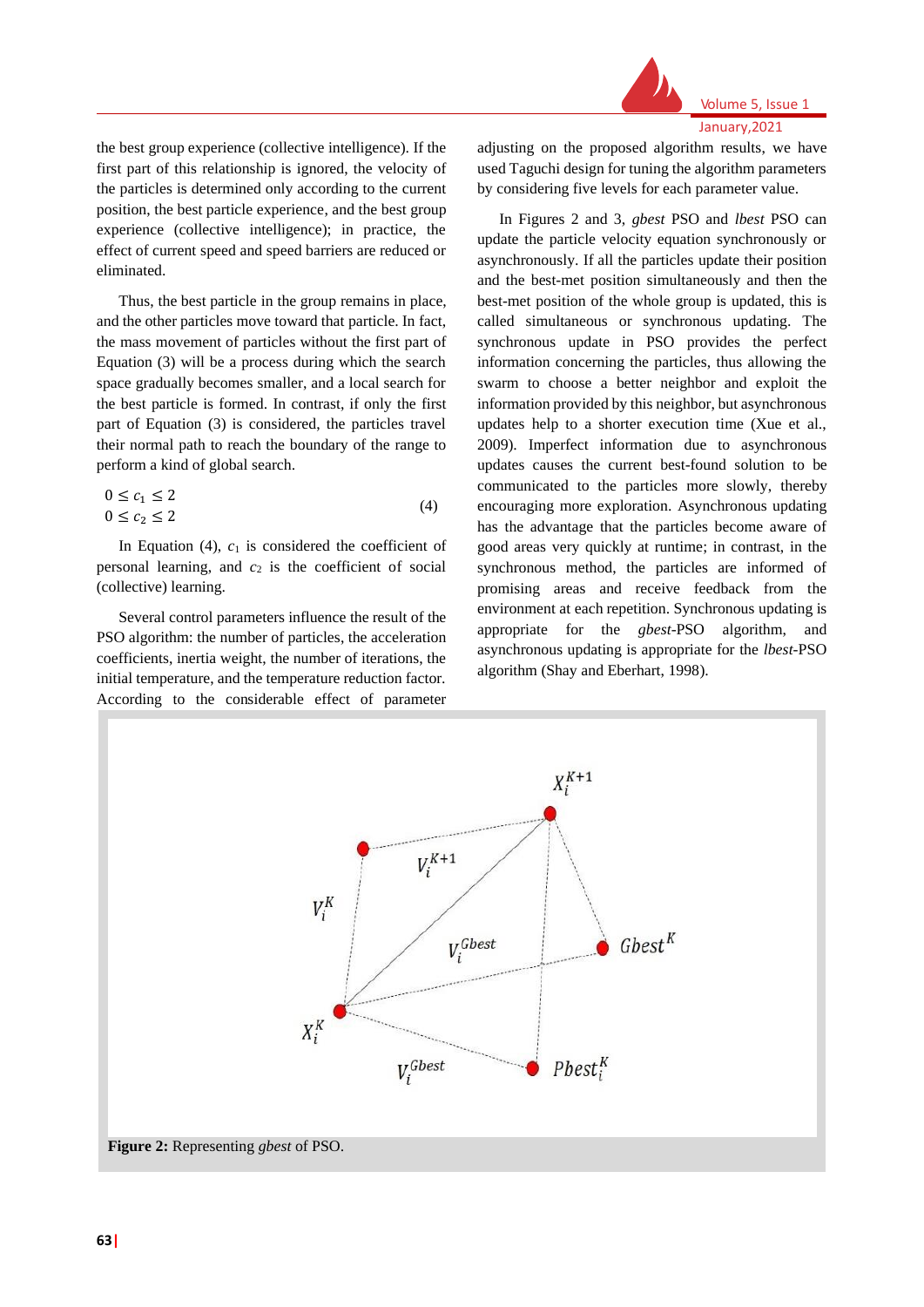the best group experience (collective intelligence). If the first part of this relationship is ignored, the velocity of the particles is determined only according to the current position, the best particle experience, and the best group experience (collective intelligence); in practice, the effect of current speed and speed barriers are reduced or eliminated.

Thus, the best particle in the group remains in place, and the other particles move toward that particle. In fact, the mass movement of particles without the first part of Equation (3) will be a process during which the search space gradually becomes smaller, and a local search for the best particle is formed. In contrast, if only the first part of Equation (3) is considered, the particles travel their normal path to reach the boundary of the range to perform a kind of global search.

$$0 \leq c_1 \leq 2$$
$$0 \leq c_2 \leq 2 \tag{4}$$

In Equation (4), $c_1$ is considered the coefficient of personal learning, and $c_2$ is the coefficient of social (collective) learning.

Several control parameters influence the result of the PSO algorithm: the number of particles, the acceleration coefficients, inertia weight, the number of iterations, the initial temperature, and the temperature reduction factor. According to the considerable effect of parameter adjusting on the proposed algorithm results, we have used Taguchi design for tuning the algorithm parameters by considering five levels for each parameter value.

In Figures 2 and 3, *gbest* PSO and *lbest* PSO can update the particle velocity equation synchronously or asynchronously. If all the particles update their position and the best-met position simultaneously and then the best-met position of the whole group is updated, this is called simultaneous or synchronous updating. The synchronous update in PSO provides the perfect information concerning the particles, thus allowing the swarm to choose a better neighbor and exploit the information provided by this neighbor, but asynchronous updates help to a shorter execution time (Xue et al., 2009). Imperfect information due to asynchronous updates causes the current best-found solution to be communicated to the particles more slowly, thereby encouraging more exploration. Asynchronous updating has the advantage that the particles become aware of good areas very quickly at runtime; in contrast, in the synchronous method, the particles are informed of promising areas and receive feedback from the environment at each repetition. Synchronous updating is appropriate for the *gbest*-PSO algorithm, and asynchronous updating is appropriate for the *lbest*-PSO algorithm (Shay and Eberhart, 1998).

**Figure 2:** Representing *gbest* of PSO.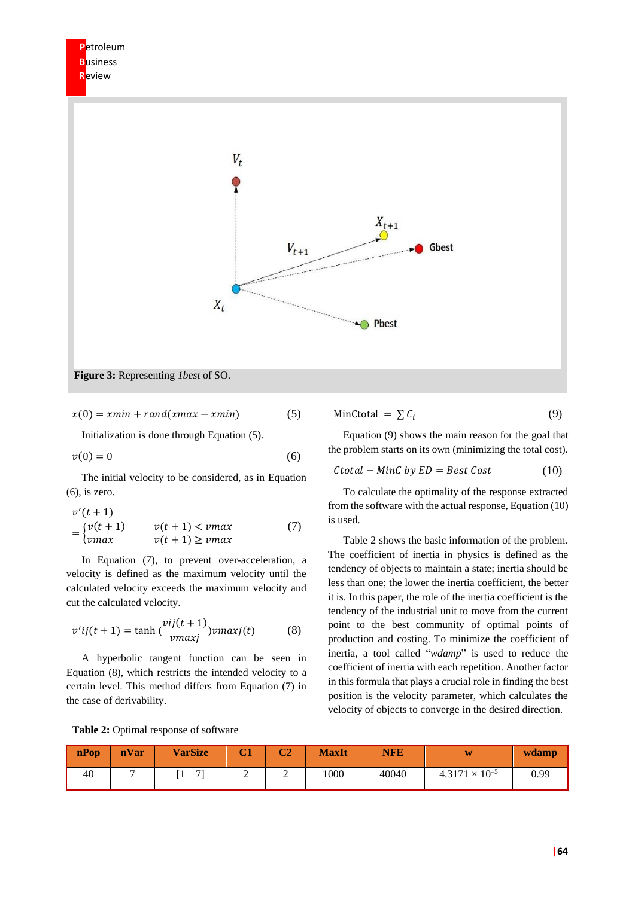**Figure 3:** Representing *1best* of SO.

$$x(0) = xmin + rand(xmax - xmin) \quad (5)$$

Initialization is done through Equation (5).

$$v(0) = 0 \quad (6)$$

The initial velocity to be considered, as in Equation (6), is zero.

$$v'(t+1) = \begin{cases} v(t+1) & v(t+1) < vmax \\ vmax & v(t+1) \geq vmax \end{cases} \quad (7)$$

In Equation (7), to prevent over-acceleration, a velocity is defined as the maximum velocity until the calculated velocity exceeds the maximum velocity and cut the calculated velocity.

$$v'ij(t+1) = \tanh\left(\frac{vij(t+1)}{vmaxj}\right)vmaxj(t) \quad (8)$$

A hyperbolic tangent function can be seen in Equation (8), which restricts the intended velocity to a certain level. This method differs from Equation (7) in the case of derivability.

$$\text{MinCtotal} = \sum C_i \quad (9)$$

Equation (9) shows the main reason for the goal that the problem starts on its own (minimizing the total cost).

$$Ctotal - MinC\ by\ ED = Best\ Cost \quad (10)$$

To calculate the optimality of the response extracted from the software with the actual response, Equation (10) is used.

Table 2 shows the basic information of the problem. The coefficient of inertia in physics is defined as the tendency of objects to maintain a state; inertia should be less than one; the lower the inertia coefficient, the better it is. In this paper, the role of the inertia coefficient is the tendency of the industrial unit to move from the current point to the best community of optimal points of production and costing. To minimize the coefficient of inertia, a tool called "*wdamp*" is used to reduce the coefficient of inertia with each repetition. Another factor in this formula that plays a crucial role in finding the best position is the velocity parameter, which calculates the velocity of objects to converge in the desired direction.

**Table 2:** Optimal response of software

| nPop | nVar | VarSize | C1 | C2 | MaxIt | NFE | w | wdamp |
|---|---|---|---|---|---|---|---|---|
| 40 | 7 | [1 7] | 2 | 2 | 1000 | 40040 | $4.3171 \times 10^{-5}$ | 0.99 |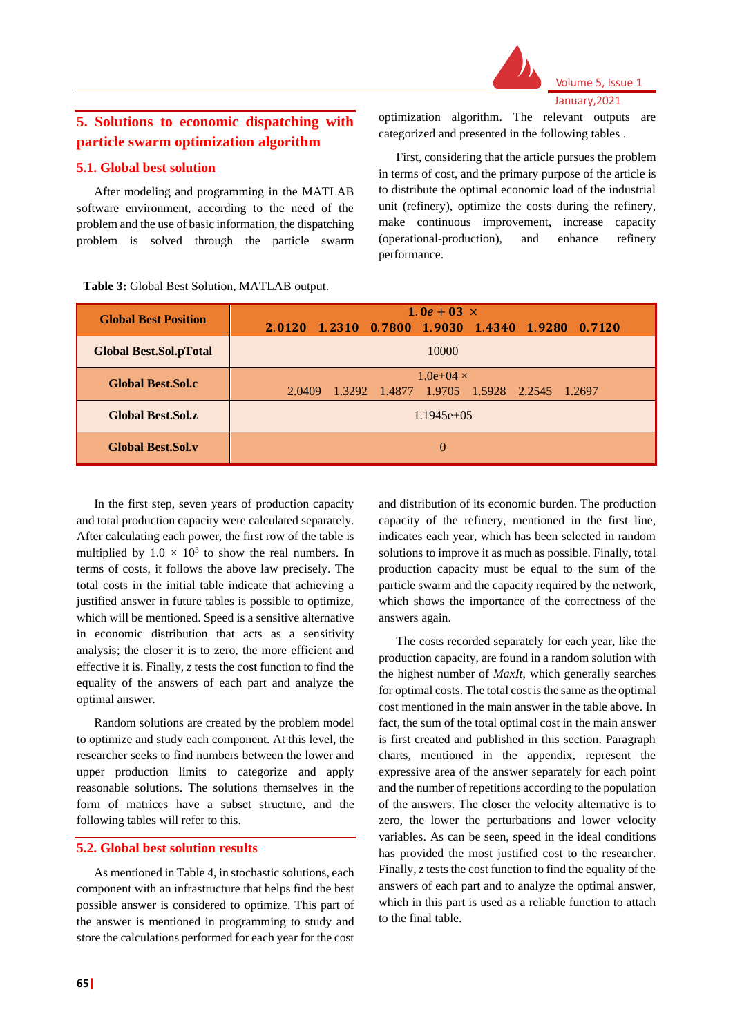## 5. Solutions to economic dispatching with particle swarm optimization algorithm

### 5.1. Global best solution

After modeling and programming in the MATLAB software environment, according to the need of the problem and the use of basic information, the dispatching problem is solved through the particle swarm optimization algorithm. The relevant outputs are categorized and presented in the following tables .

First, considering that the article pursues the problem in terms of cost, and the primary purpose of the article is to distribute the optimal economic load of the industrial unit (refinery), optimize the costs during the refinery, make continuous improvement, increase capacity (operational-production), and enhance refinery performance.

**Table 3:** Global Best Solution, MATLAB output.

| **Global Best Position** | $1.0e+03\ \times$ <br> **2.0120 1.2310 0.7800 1.9030 1.4340 1.9280 0.7120** |
|---|---|
| **Global Best.Sol.pTotal** | 10000 |
| **Global Best.Sol.c** | 1.0e+04 × <br> 2.0409 1.3292 1.4877 1.9705 1.5928 2.2545 1.2697 |
| **Global Best.Sol.z** | 1.1945e+05 |
| **Global Best.Sol.v** | 0 |

In the first step, seven years of production capacity and total production capacity were calculated separately. After calculating each power, the first row of the table is multiplied by $1.0 \times 10^3$ to show the real numbers. In terms of costs, it follows the above law precisely. The total costs in the initial table indicate that achieving a justified answer in future tables is possible to optimize, which will be mentioned. Speed is a sensitive alternative in economic distribution that acts as a sensitivity analysis; the closer it is to zero, the more efficient and effective it is. Finally, *z* tests the cost function to find the equality of the answers of each part and analyze the optimal answer.

Random solutions are created by the problem model to optimize and study each component. At this level, the researcher seeks to find numbers between the lower and upper production limits to categorize and apply reasonable solutions. The solutions themselves in the form of matrices have a subset structure, and the following tables will refer to this.

### 5.2. Global best solution results

As mentioned in Table 4, in stochastic solutions, each component with an infrastructure that helps find the best possible answer is considered to optimize. This part of the answer is mentioned in programming to study and store the calculations performed for each year for the cost and distribution of its economic burden. The production capacity of the refinery, mentioned in the first line, indicates each year, which has been selected in random solutions to improve it as much as possible. Finally, total production capacity must be equal to the sum of the particle swarm and the capacity required by the network, which shows the importance of the correctness of the answers again.

The costs recorded separately for each year, like the production capacity, are found in a random solution with the highest number of *MaxIt*, which generally searches for optimal costs. The total cost is the same as the optimal cost mentioned in the main answer in the table above. In fact, the sum of the total optimal cost in the main answer is first created and published in this section. Paragraph charts, mentioned in the appendix, represent the expressive area of the answer separately for each point and the number of repetitions according to the population of the answers. The closer the velocity alternative is to zero, the lower the perturbations and lower velocity variables. As can be seen, speed in the ideal conditions has provided the most justified cost to the researcher. Finally, *z* tests the cost function to find the equality of the answers of each part and to analyze the optimal answer, which in this part is used as a reliable function to attach to the final table.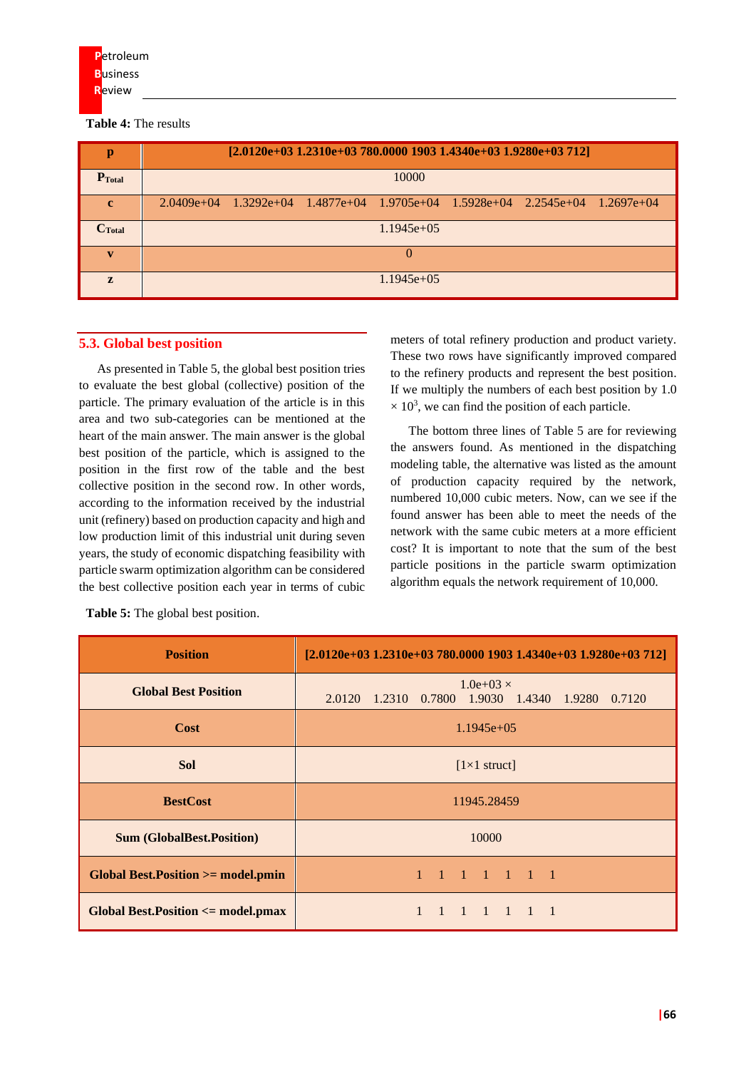**Table 4:** The results

| p | [2.0120e+03 1.2310e+03 780.0000 1903 1.4340e+03 1.9280e+03 712] |
|---|---|
| $P_{Total}$ | 10000 |
| c | 2.0409e+04 1.3292e+04 1.4877e+04 1.9705e+04 1.5928e+04 2.2545e+04 1.2697e+04 |
| $C_{Total}$ | 1.1945e+05 |
| v | 0 |
| z | 1.1945e+05 |

## 5.3. Global best position

As presented in Table 5, the global best position tries to evaluate the best global (collective) position of the particle. The primary evaluation of the article is in this area and two sub-categories can be mentioned at the heart of the main answer. The main answer is the global best position of the particle, which is assigned to the position in the first row of the table and the best collective position in the second row. In other words, according to the information received by the industrial unit (refinery) based on production capacity and high and low production limit of this industrial unit during seven years, the study of economic dispatching feasibility with particle swarm optimization algorithm can be considered the best collective position each year in terms of cubic meters of total refinery production and product variety. These two rows have significantly improved compared to the refinery products and represent the best position. If we multiply the numbers of each best position by 1.0 $\times$ $10^3$, we can find the position of each particle.

The bottom three lines of Table 5 are for reviewing the answers found. As mentioned in the dispatching modeling table, the alternative was listed as the amount of production capacity required by the network, numbered 10,000 cubic meters. Now, can we see if the found answer has been able to meet the needs of the network with the same cubic meters at a more efficient cost? It is important to note that the sum of the best particle positions in the particle swarm optimization algorithm equals the network requirement of 10,000.

**Table 5:** The global best position.

| Position | [2.0120e+03 1.2310e+03 780.0000 1903 1.4340e+03 1.9280e+03 712] |
|---|---|
| Global Best Position | 1.0e+03 × <br> 2.0120 1.2310 0.7800 1.9030 1.4340 1.9280 0.7120 |
| Cost | 1.1945e+05 |
| Sol | [1×1 struct] |
| BestCost | 11945.28459 |
| Sum (GlobalBest.Position) | 10000 |
| Global Best.Position >= model.pmin | 1 1 1 1 1 1 1 |
| Global Best.Position <= model.pmax | 1 1 1 1 1 1 1 |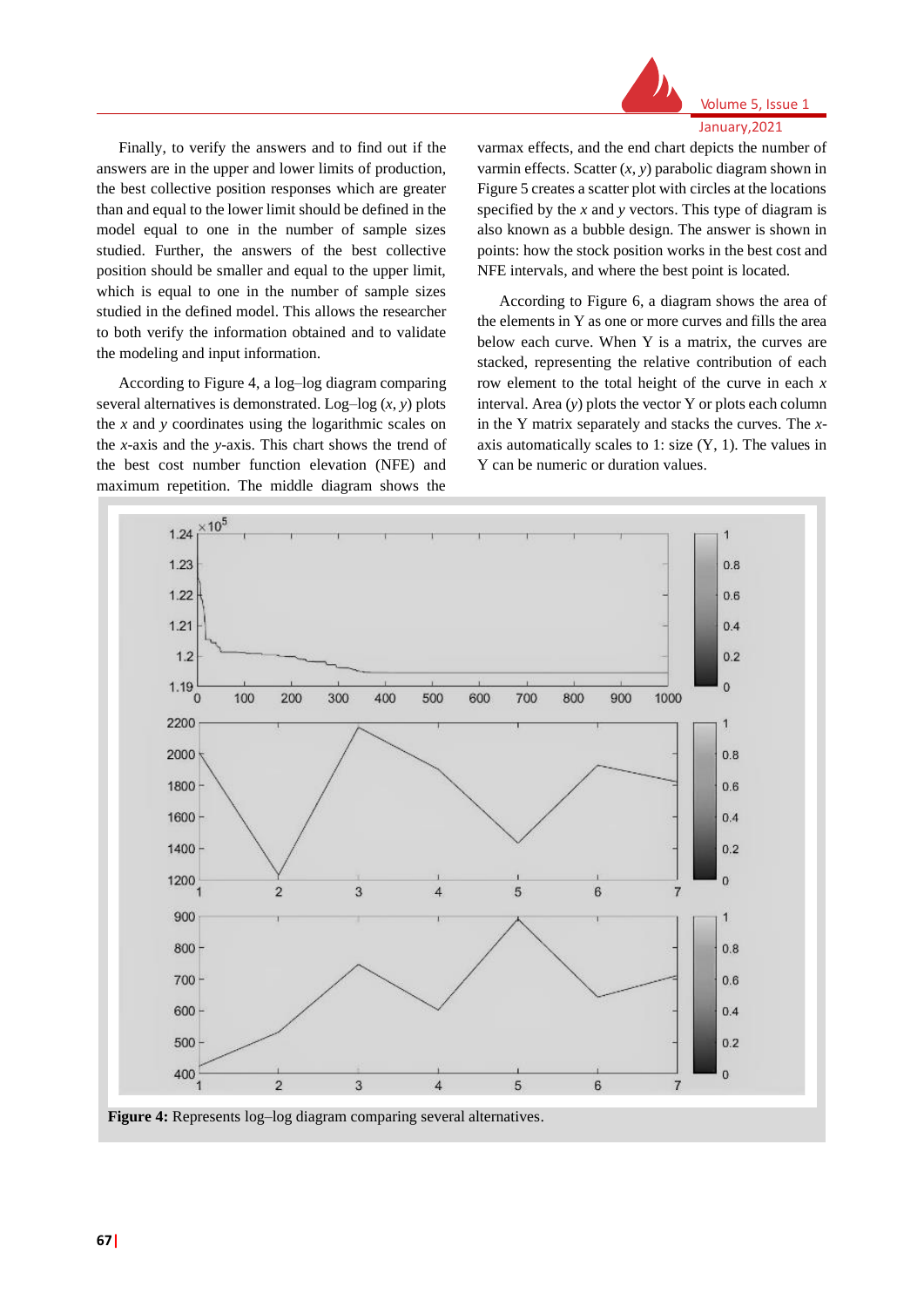Finally, to verify the answers and to find out if the answers are in the upper and lower limits of production, the best collective position responses which are greater than and equal to the lower limit should be defined in the model equal to one in the number of sample sizes studied. Further, the answers of the best collective position should be smaller and equal to the upper limit, which is equal to one in the number of sample sizes studied in the defined model. This allows the researcher to both verify the information obtained and to validate the modeling and input information.

According to Figure 4, a log–log diagram comparing several alternatives is demonstrated. Log–log (*x*, *y*) plots the *x* and *y* coordinates using the logarithmic scales on the *x*-axis and the *y*-axis. This chart shows the trend of the best cost number function elevation (NFE) and maximum repetition. The middle diagram shows the varmax effects, and the end chart depicts the number of varmin effects. Scatter (*x*, *y*) parabolic diagram shown in Figure 5 creates a scatter plot with circles at the locations specified by the *x* and *y* vectors. This type of diagram is also known as a bubble design. The answer is shown in points: how the stock position works in the best cost and NFE intervals, and where the best point is located.

According to Figure 6, a diagram shows the area of the elements in Y as one or more curves and fills the area below each curve. When Y is a matrix, the curves are stacked, representing the relative contribution of each row element to the total height of the curve in each *x* interval. Area (*y*) plots the vector Y or plots each column in the Y matrix separately and stacks the curves. The *x*-axis automatically scales to 1: size (Y, 1). The values in Y can be numeric or duration values.

**Figure 4:** Represents log–log diagram comparing several alternatives.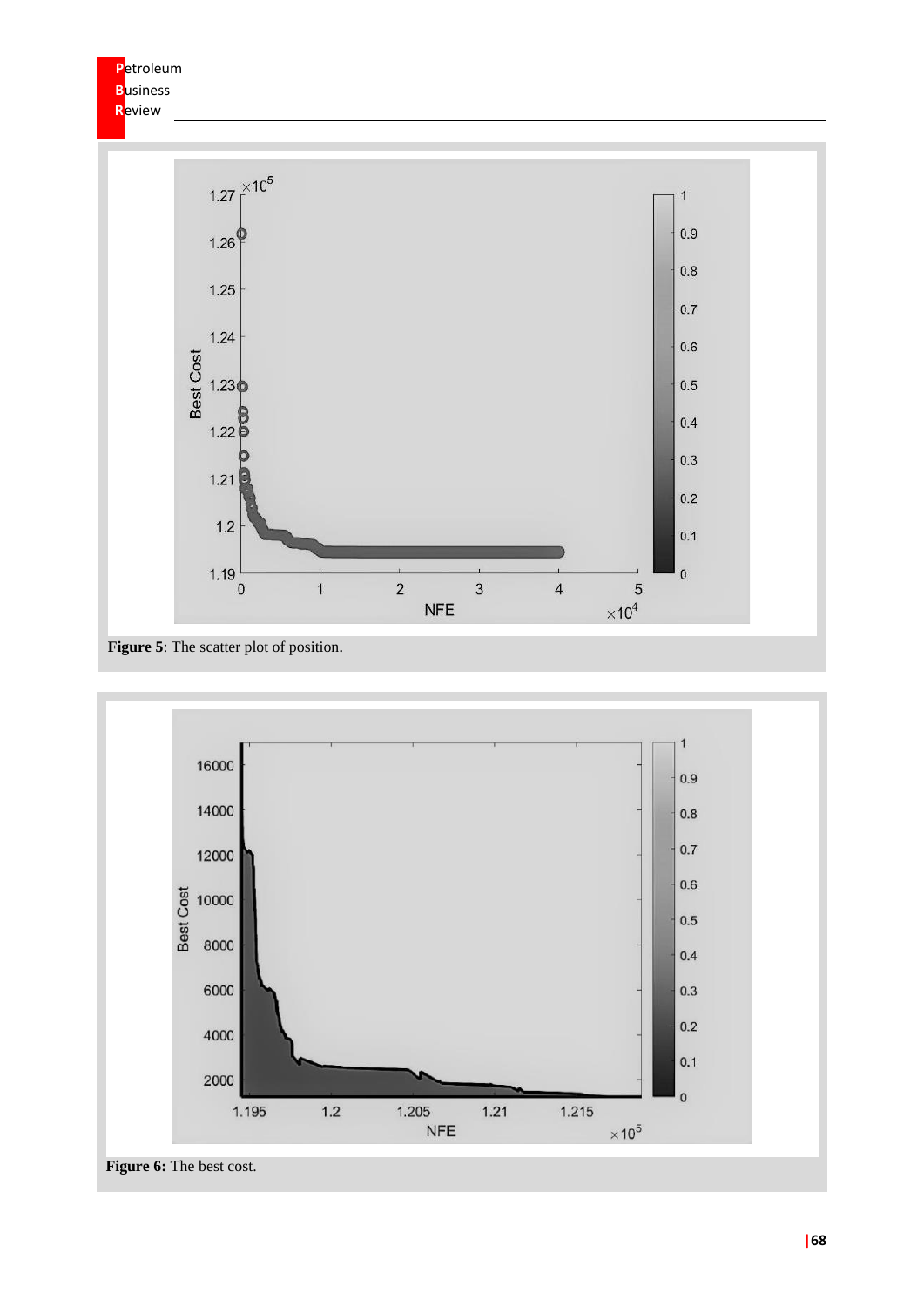**Figure 5**: The scatter plot of position.

**Figure 6:** The best cost.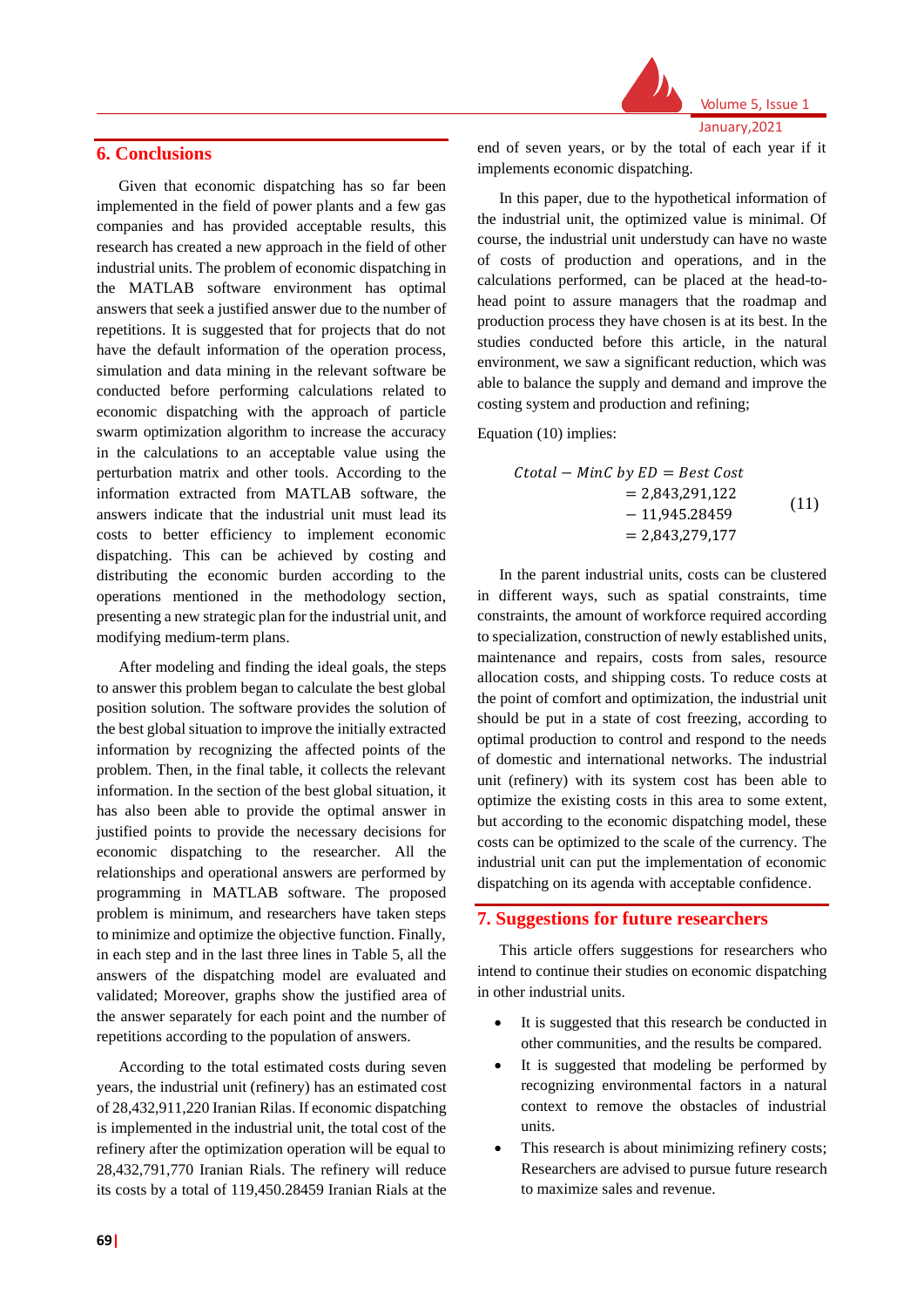## 6. Conclusions

Given that economic dispatching has so far been implemented in the field of power plants and a few gas companies and has provided acceptable results, this research has created a new approach in the field of other industrial units. The problem of economic dispatching in the MATLAB software environment has optimal answers that seek a justified answer due to the number of repetitions. It is suggested that for projects that do not have the default information of the operation process, simulation and data mining in the relevant software be conducted before performing calculations related to economic dispatching with the approach of particle swarm optimization algorithm to increase the accuracy in the calculations to an acceptable value using the perturbation matrix and other tools. According to the information extracted from MATLAB software, the answers indicate that the industrial unit must lead its costs to better efficiency to implement economic dispatching. This can be achieved by costing and distributing the economic burden according to the operations mentioned in the methodology section, presenting a new strategic plan for the industrial unit, and modifying medium-term plans.

After modeling and finding the ideal goals, the steps to answer this problem began to calculate the best global position solution. The software provides the solution of the best global situation to improve the initially extracted information by recognizing the affected points of the problem. Then, in the final table, it collects the relevant information. In the section of the best global situation, it has also been able to provide the optimal answer in justified points to provide the necessary decisions for economic dispatching to the researcher. All the relationships and operational answers are performed by programming in MATLAB software. The proposed problem is minimum, and researchers have taken steps to minimize and optimize the objective function. Finally, in each step and in the last three lines in Table 5, all the answers of the dispatching model are evaluated and validated; Moreover, graphs show the justified area of the answer separately for each point and the number of repetitions according to the population of answers.

According to the total estimated costs during seven years, the industrial unit (refinery) has an estimated cost of 28,432,911,220 Iranian Rilas. If economic dispatching is implemented in the industrial unit, the total cost of the refinery after the optimization operation will be equal to 28,432,791,770 Iranian Rials. The refinery will reduce its costs by a total of 119,450.28459 Iranian Rials at the end of seven years, or by the total of each year if it implements economic dispatching.

In this paper, due to the hypothetical information of the industrial unit, the optimized value is minimal. Of course, the industrial unit understudy can have no waste of costs of production and operations, and in the calculations performed, can be placed at the head-to-head point to assure managers that the roadmap and production process they have chosen is at its best. In the studies conducted before this article, in the natural environment, we saw a significant reduction, which was able to balance the supply and demand and improve the costing system and production and refining;

Equation (10) implies:

$$Ctotal - MinC\ by\ ED = Best\ Cost = 2{,}843{,}291{,}122 - 11{,}945.28459 = 2{,}843{,}279{,}177 \quad (11)$$

In the parent industrial units, costs can be clustered in different ways, such as spatial constraints, time constraints, the amount of workforce required according to specialization, construction of newly established units, maintenance and repairs, costs from sales, resource allocation costs, and shipping costs. To reduce costs at the point of comfort and optimization, the industrial unit should be put in a state of cost freezing, according to optimal production to control and respond to the needs of domestic and international networks. The industrial unit (refinery) with its system cost has been able to optimize the existing costs in this area to some extent, but according to the economic dispatching model, these costs can be optimized to the scale of the currency. The industrial unit can put the implementation of economic dispatching on its agenda with acceptable confidence.

## 7. Suggestions for future researchers

This article offers suggestions for researchers who intend to continue their studies on economic dispatching in other industrial units.

- It is suggested that this research be conducted in other communities, and the results be compared.
- It is suggested that modeling be performed by recognizing environmental factors in a natural context to remove the obstacles of industrial units.
- This research is about minimizing refinery costs; Researchers are advised to pursue future research to maximize sales and revenue.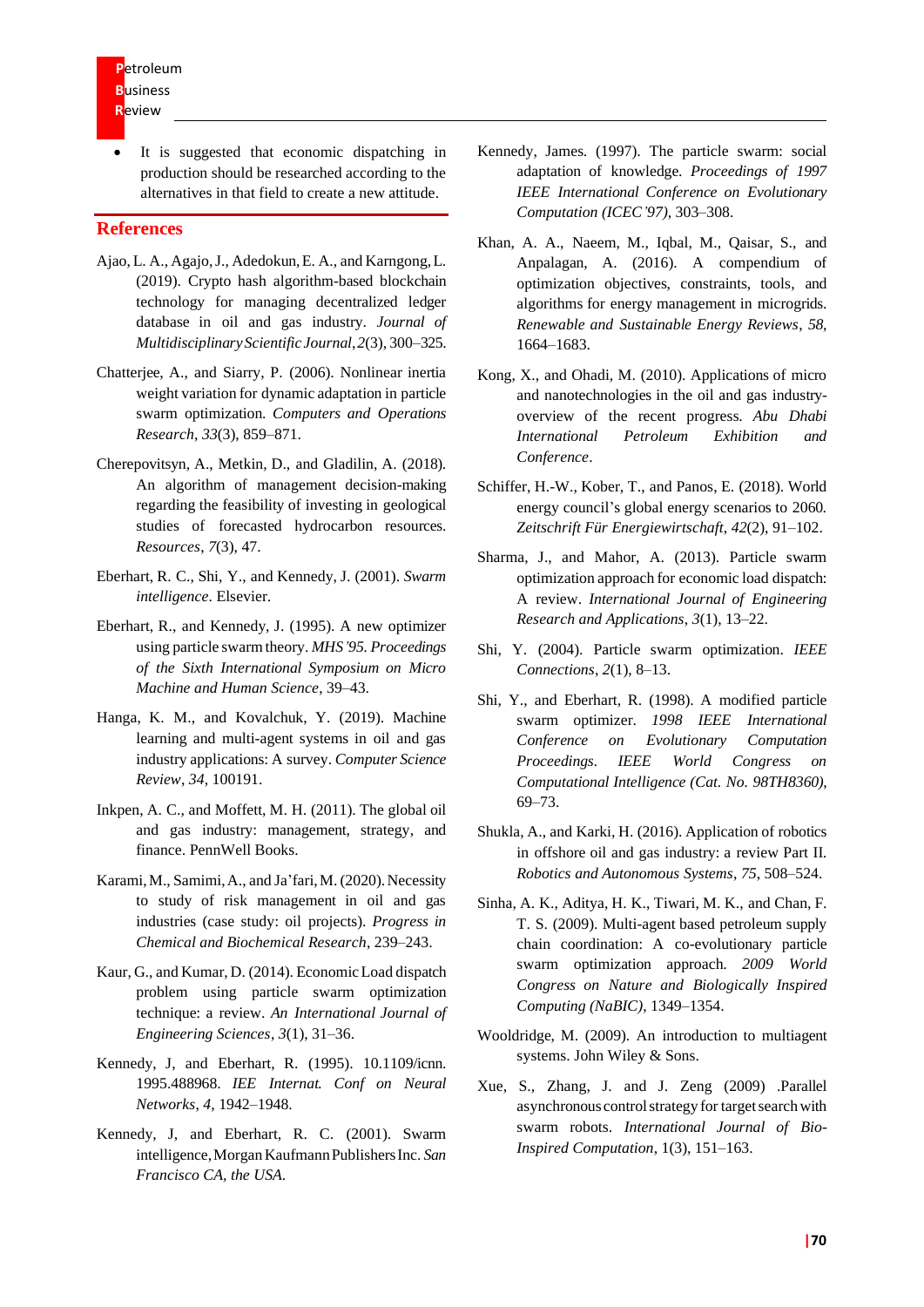- It is suggested that economic dispatching in production should be researched according to the alternatives in that field to create a new attitude.

## References

Ajao, L. A., Agajo, J., Adedokun, E. A., and Karngong, L. (2019). Crypto hash algorithm-based blockchain technology for managing decentralized ledger database in oil and gas industry. *Journal of Multidisciplinary Scientific Journal*, *2*(3), 300–325.

Chatterjee, A., and Siarry, P. (2006). Nonlinear inertia weight variation for dynamic adaptation in particle swarm optimization. *Computers and Operations Research*, *33*(3), 859–871.

Cherepovitsyn, A., Metkin, D., and Gladilin, A. (2018). An algorithm of management decision-making regarding the feasibility of investing in geological studies of forecasted hydrocarbon resources. *Resources*, *7*(3), 47.

Eberhart, R. C., Shi, Y., and Kennedy, J. (2001). *Swarm intelligence*. Elsevier.

Eberhart, R., and Kennedy, J. (1995). A new optimizer using particle swarm theory. *MHS'95. Proceedings of the Sixth International Symposium on Micro Machine and Human Science*, 39–43.

Hanga, K. M., and Kovalchuk, Y. (2019). Machine learning and multi-agent systems in oil and gas industry applications: A survey. *Computer Science Review*, *34*, 100191.

Inkpen, A. C., and Moffett, M. H. (2011). The global oil and gas industry: management, strategy, and finance. PennWell Books.

Karami, M., Samimi, A., and Ja'fari, M. (2020). Necessity to study of risk management in oil and gas industries (case study: oil projects). *Progress in Chemical and Biochemical Research*, 239–243.

Kaur, G., and Kumar, D. (2014). Economic Load dispatch problem using particle swarm optimization technique: a review. *An International Journal of Engineering Sciences*, *3*(1), 31–36.

Kennedy, J, and Eberhart, R. (1995). 10.1109/icnn.1995.488968. *IEE Internat. Conf on Neural Networks*, *4*, 1942–1948.

Kennedy, J, and Eberhart, R. C. (2001). Swarm intelligence, Morgan Kaufmann Publishers Inc. *San Francisco CA, the USA.*

Kennedy, James. (1997). The particle swarm: social adaptation of knowledge. *Proceedings of 1997 IEEE International Conference on Evolutionary Computation (ICEC'97)*, 303–308.

Khan, A. A., Naeem, M., Iqbal, M., Qaisar, S., and Anpalagan, A. (2016). A compendium of optimization objectives, constraints, tools, and algorithms for energy management in microgrids. *Renewable and Sustainable Energy Reviews*, *58*, 1664–1683.

Kong, X., and Ohadi, M. (2010). Applications of micro and nanotechnologies in the oil and gas industry-overview of the recent progress. *Abu Dhabi International Petroleum Exhibition and Conference*.

Schiffer, H.-W., Kober, T., and Panos, E. (2018). World energy council's global energy scenarios to 2060. *Zeitschrift Für Energiewirtschaft*, *42*(2), 91–102.

Sharma, J., and Mahor, A. (2013). Particle swarm optimization approach for economic load dispatch: A review. *International Journal of Engineering Research and Applications*, *3*(1), 13–22.

Shi, Y. (2004). Particle swarm optimization. *IEEE Connections*, *2*(1), 8–13.

Shi, Y., and Eberhart, R. (1998). A modified particle swarm optimizer. *1998 IEEE International Conference on Evolutionary Computation Proceedings. IEEE World Congress on Computational Intelligence (Cat. No. 98TH8360)*, 69–73.

Shukla, A., and Karki, H. (2016). Application of robotics in offshore oil and gas industry: a review Part II. *Robotics and Autonomous Systems*, *75*, 508–524.

Sinha, A. K., Aditya, H. K., Tiwari, M. K., and Chan, F. T. S. (2009). Multi-agent based petroleum supply chain coordination: A co-evolutionary particle swarm optimization approach. *2009 World Congress on Nature and Biologically Inspired Computing (NaBIC)*, 1349–1354.

Wooldridge, M. (2009). An introduction to multiagent systems. John Wiley & Sons.

Xue, S., Zhang, J. and J. Zeng (2009) .Parallel asynchronous control strategy for target search with swarm robots. *International Journal of Bio-Inspired Computation*, 1(3), 151–163.